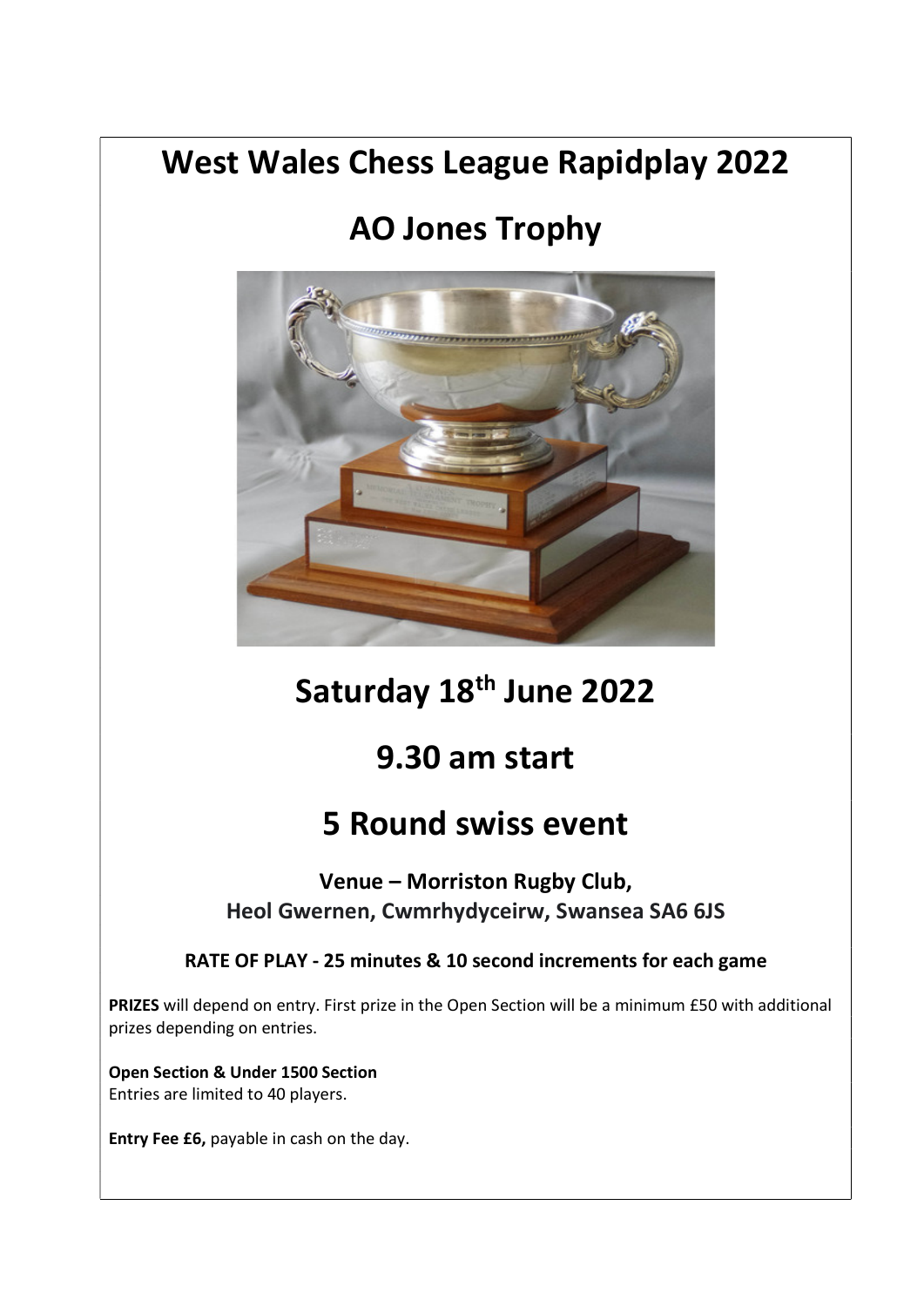# West Wales Chess League Rapidplay 2022

# AO Jones Trophy

## Saturday 18th June 2022

## 9.30 am start

## 5 Round swiss event

**Venue – Morriston Rugby Club,**
**Heol Gwernen, Cwmrhydyceirw, Swansea SA6 6JS**

**RATE OF PLAY - 25 minutes & 10 second increments for each game**

**PRIZES** will depend on entry. First prize in the Open Section will be a minimum £50 with additional prizes depending on entries.

**Open Section & Under 1500 Section**
Entries are limited to 40 players.

**Entry Fee £6,** payable in cash on the day.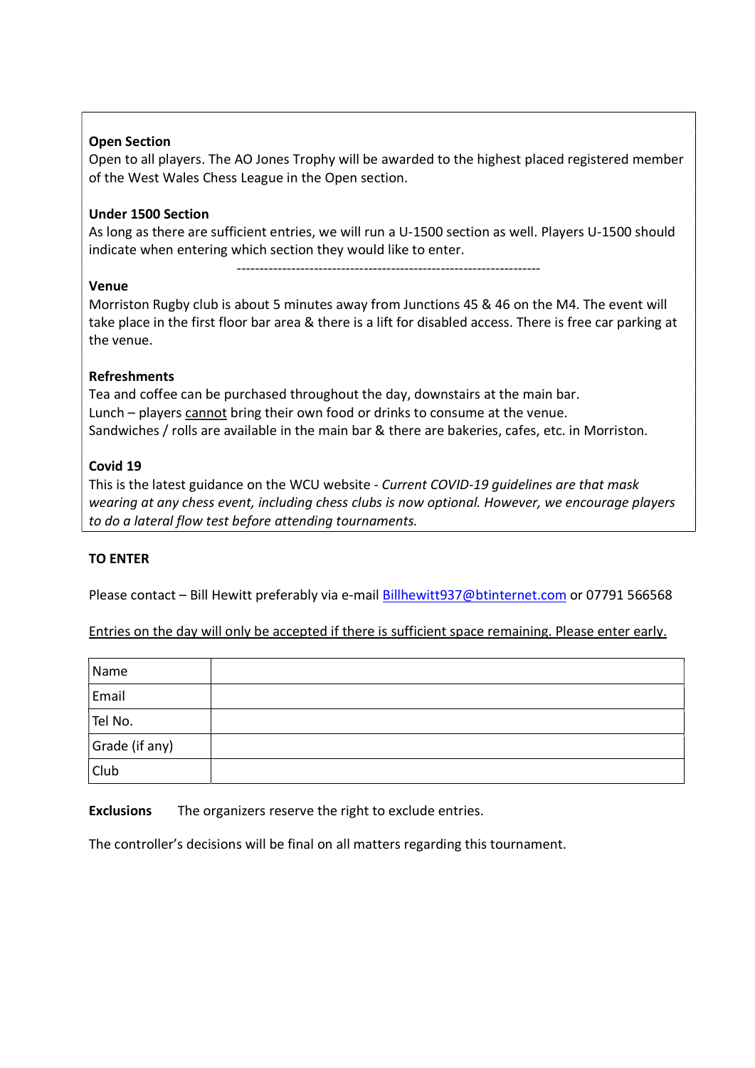**Open Section**

Open to all players. The AO Jones Trophy will be awarded to the highest placed registered member of the West Wales Chess League in the Open section.

**Under 1500 Section**

As long as there are sufficient entries, we will run a U-1500 section as well. Players U-1500 should indicate when entering which section they would like to enter.

---

**Venue**

Morriston Rugby club is about 5 minutes away from Junctions 45 & 46 on the M4. The event will take place in the first floor bar area & there is a lift for disabled access. There is free car parking at the venue.

**Refreshments**

Tea and coffee can be purchased throughout the day, downstairs at the main bar.
Lunch – players <u>cannot</u> bring their own food or drinks to consume at the venue.
Sandwiches / rolls are available in the main bar & there are bakeries, cafes, etc. in Morriston.

**Covid 19**

This is the latest guidance on the WCU website - *Current COVID-19 guidelines are that mask wearing at any chess event, including chess clubs is now optional. However, we encourage players to do a lateral flow test before attending tournaments.*

**TO ENTER**

Please contact – Bill Hewitt preferably via e-mail Billhewitt937@btinternet.com or 07791 566568

<u>Entries on the day will only be accepted if there is sufficient space remaining. Please enter early.</u>

| | |
|---|---|
| Name | |
| Email | |
| Tel No. | |
| Grade (if any) | |
| Club | |

**Exclusions** The organizers reserve the right to exclude entries.

The controller's decisions will be final on all matters regarding this tournament.